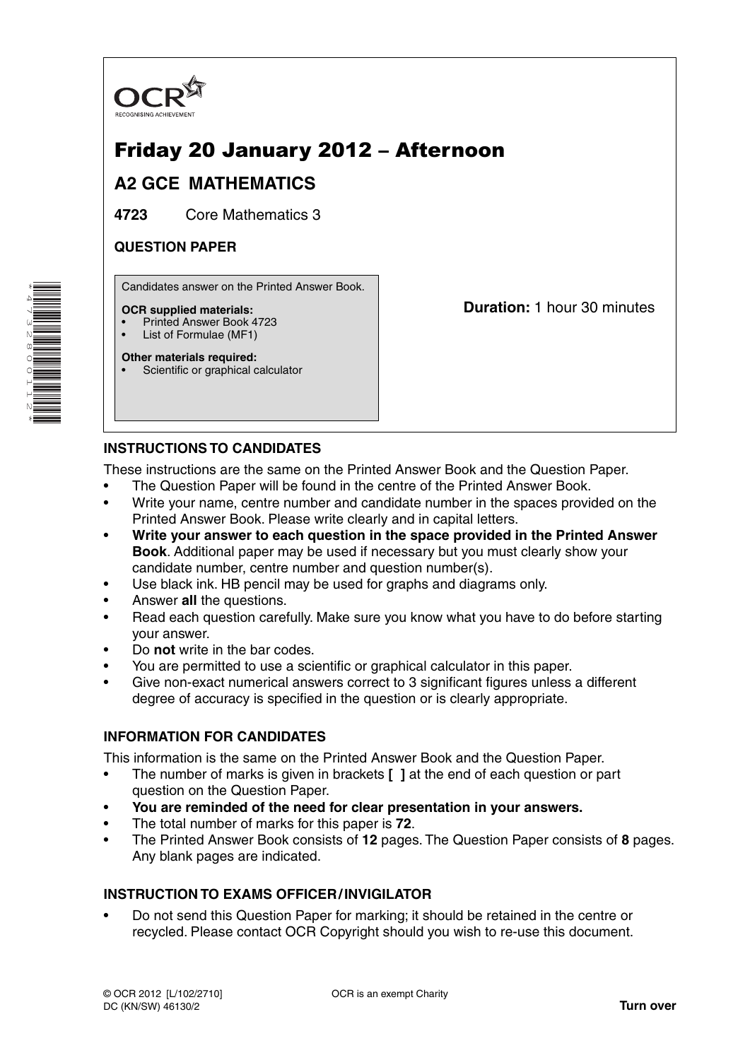OCR

RECOGNISING ACHIEVEMENT

# Friday 20 January 2012 – Afternoon

## A2 GCE MATHEMATICS

**4723** Core Mathematics 3

**QUESTION PAPER**

Candidates answer on the Printed Answer Book.

**OCR supplied materials:**
- Printed Answer Book 4723
- List of Formulae (MF1)

**Other materials required:**
- Scientific or graphical calculator

**Duration:** 1 hour 30 minutes

### INSTRUCTIONS TO CANDIDATES

These instructions are the same on the Printed Answer Book and the Question Paper.

- The Question Paper will be found in the centre of the Printed Answer Book.
- Write your name, centre number and candidate number in the spaces provided on the Printed Answer Book. Please write clearly and in capital letters.
- **Write your answer to each question in the space provided in the Printed Answer Book**. Additional paper may be used if necessary but you must clearly show your candidate number, centre number and question number(s).
- Use black ink. HB pencil may be used for graphs and diagrams only.
- Answer **all** the questions.
- Read each question carefully. Make sure you know what you have to do before starting your answer.
- Do **not** write in the bar codes.
- You are permitted to use a scientific or graphical calculator in this paper.
- Give non-exact numerical answers correct to 3 significant figures unless a different degree of accuracy is specified in the question or is clearly appropriate.

### INFORMATION FOR CANDIDATES

This information is the same on the Printed Answer Book and the Question Paper.

- The number of marks is given in brackets **[ ]** at the end of each question or part question on the Question Paper.
- **You are reminded of the need for clear presentation in your answers.**
- The total number of marks for this paper is **72**.
- The Printed Answer Book consists of **12** pages. The Question Paper consists of **8** pages. Any blank pages are indicated.

### INSTRUCTION TO EXAMS OFFICER / INVIGILATOR

- Do not send this Question Paper for marking; it should be retained in the centre or recycled. Please contact OCR Copyright should you wish to re-use this document.

© OCR 2012 [L/102/2710]
DC (KN/SW) 46130/2

OCR is an exempt Charity

**Turn over**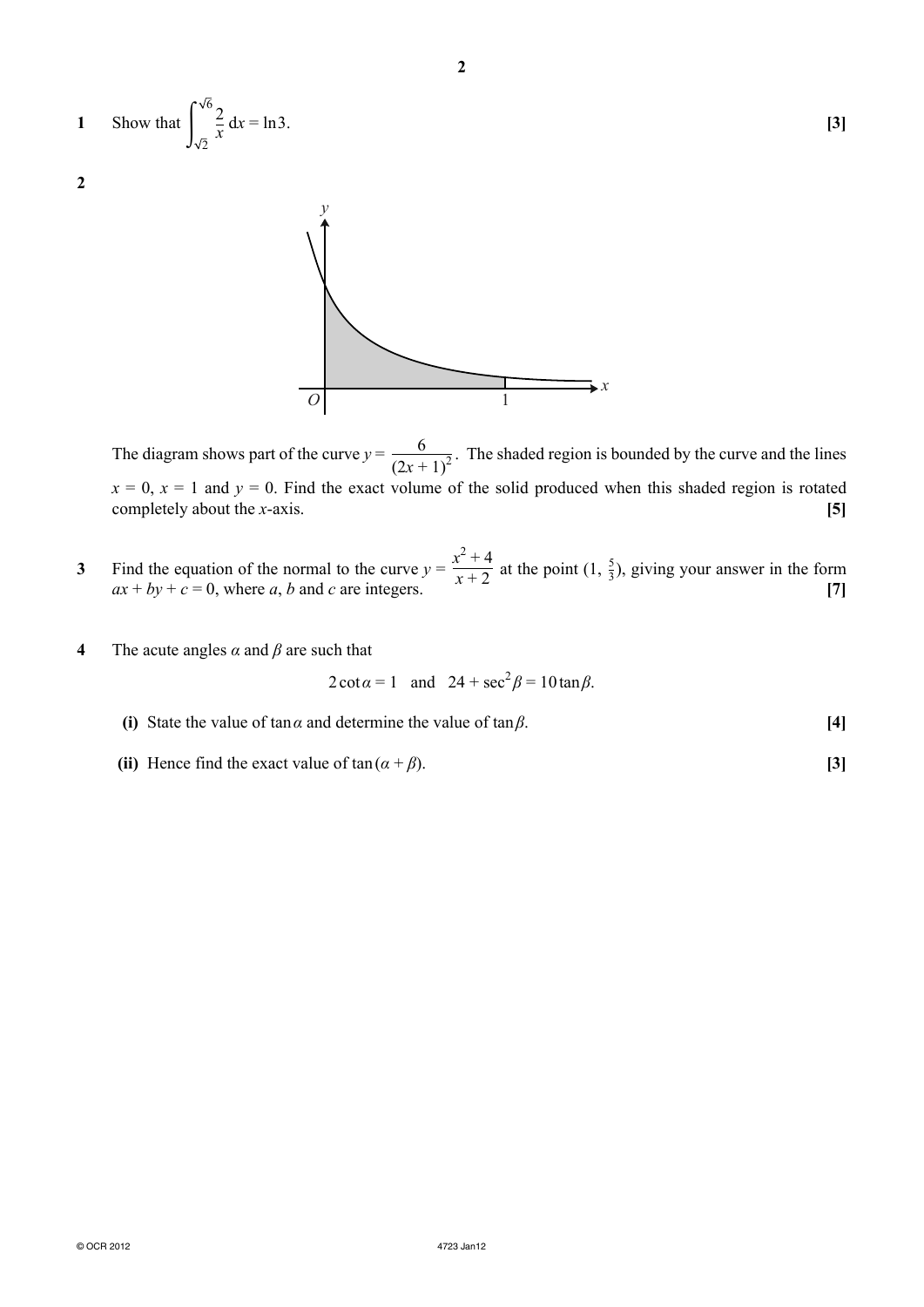**1** Show that $\int_{\sqrt{2}}^{\sqrt{6}} \frac{2}{x} \, dx = \ln 3$. **[3]**

**2**

The diagram shows part of the curve $y = \frac{6}{(2x+1)^2}$. The shaded region is bounded by the curve and the lines $x = 0$, $x = 1$ and $y = 0$. Find the exact volume of the solid produced when this shaded region is rotated completely about the $x$-axis. **[5]**

**3** Find the equation of the normal to the curve $y = \frac{x^2 + 4}{x + 2}$ at the point $(1, \frac{5}{3})$, giving your answer in the form $ax + by + c = 0$, where $a$, $b$ and $c$ are integers. **[7]**

**4** The acute angles $\alpha$ and $\beta$ are such that

$$2 \cot \alpha = 1 \quad \text{and} \quad 24 + \sec^2 \beta = 10 \tan \beta.$$

**(i)** State the value of $\tan \alpha$ and determine the value of $\tan \beta$. **[4]**

**(ii)** Hence find the exact value of $\tan(\alpha + \beta)$. **[3]**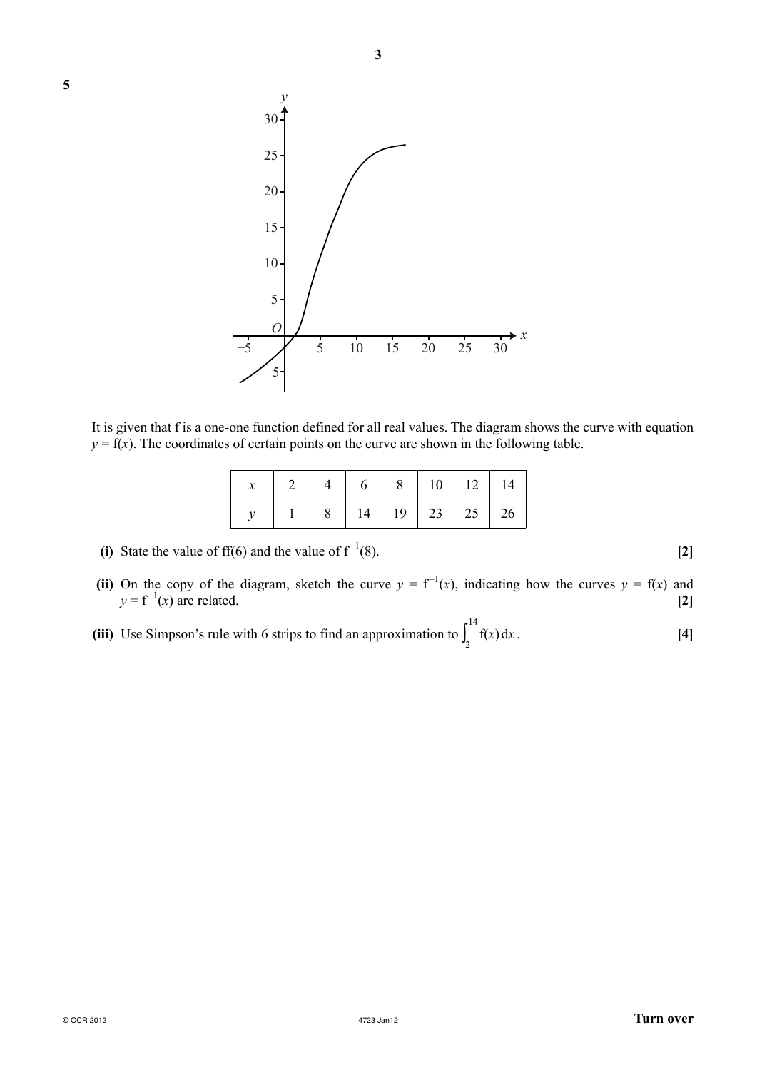**5**

It is given that f is a one-one function defined for all real values. The diagram shows the curve with equation $y = \mathrm{f}(x)$. The coordinates of certain points on the curve are shown in the following table.

| $x$ | 2 | 4 | 6 | 8 | 10 | 12 | 14 |
|---|---|---|---|---|---|---|---|
| $y$ | 1 | 8 | 14 | 19 | 23 | 25 | 26 |

**(i)** State the value of $\mathrm{ff}(6)$ and the value of $\mathrm{f}^{-1}(8)$. **[2]**

**(ii)** On the copy of the diagram, sketch the curve $y = \mathrm{f}^{-1}(x)$, indicating how the curves $y = \mathrm{f}(x)$ and $y = \mathrm{f}^{-1}(x)$ are related. **[2]**

**(iii)** Use Simpson's rule with 6 strips to find an approximation to $\int_2^{14} \mathrm{f}(x)\,\mathrm{d}x$. **[4]**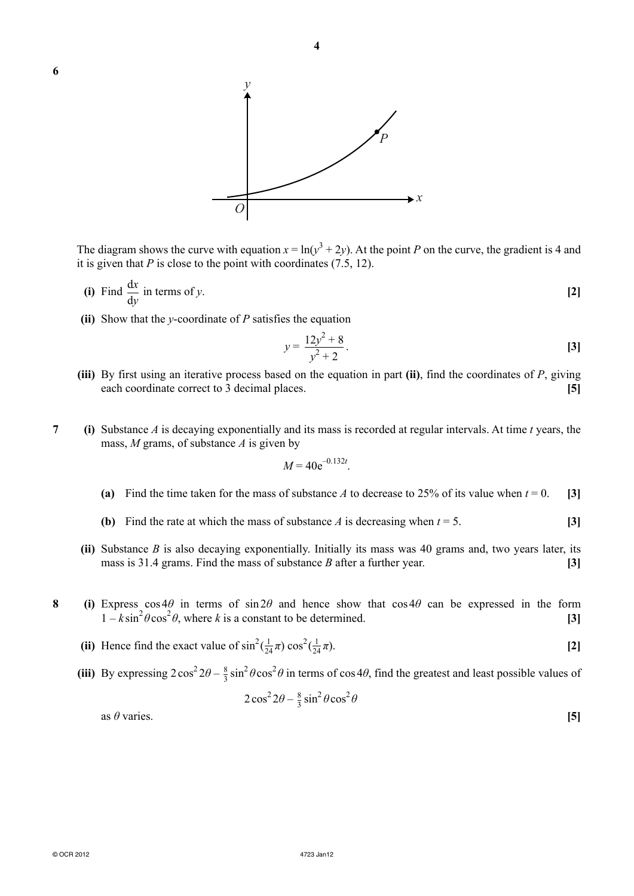**6**

The diagram shows the curve with equation $x = \ln(y^3 + 2y)$. At the point $P$ on the curve, the gradient is 4 and it is given that $P$ is close to the point with coordinates (7.5, 12).

**(i)** Find $\frac{dx}{dy}$ in terms of $y$. **[2]**

**(ii)** Show that the $y$-coordinate of $P$ satisfies the equation

$$y = \frac{12y^2 + 8}{y^2 + 2}.$$ **[3]**

**(iii)** By first using an iterative process based on the equation in part **(ii)**, find the coordinates of $P$, giving each coordinate correct to 3 decimal places. **[5]**

**7** **(i)** Substance $A$ is decaying exponentially and its mass is recorded at regular intervals. At time $t$ years, the mass, $M$ grams, of substance $A$ is given by

$$M = 40e^{-0.132t}.$$

**(a)** Find the time taken for the mass of substance $A$ to decrease to 25% of its value when $t = 0$. **[3]**

**(b)** Find the rate at which the mass of substance $A$ is decreasing when $t = 5$. **[3]**

**(ii)** Substance $B$ is also decaying exponentially. Initially its mass was 40 grams and, two years later, its mass is 31.4 grams. Find the mass of substance $B$ after a further year. **[3]**

**8** **(i)** Express $\cos 4\theta$ in terms of $\sin 2\theta$ and hence show that $\cos 4\theta$ can be expressed in the form $1 - k\sin^2\theta\cos^2\theta$, where $k$ is a constant to be determined. **[3]**

**(ii)** Hence find the exact value of $\sin^2(\frac{1}{24}\pi)\cos^2(\frac{1}{24}\pi)$. **[2]**

**(iii)** By expressing $2\cos^2 2\theta - \frac{8}{3}\sin^2\theta\cos^2\theta$ in terms of $\cos 4\theta$, find the greatest and least possible values of

$$2\cos^2 2\theta - \tfrac{8}{3}\sin^2\theta\cos^2\theta$$

as $\theta$ varies. **[5]**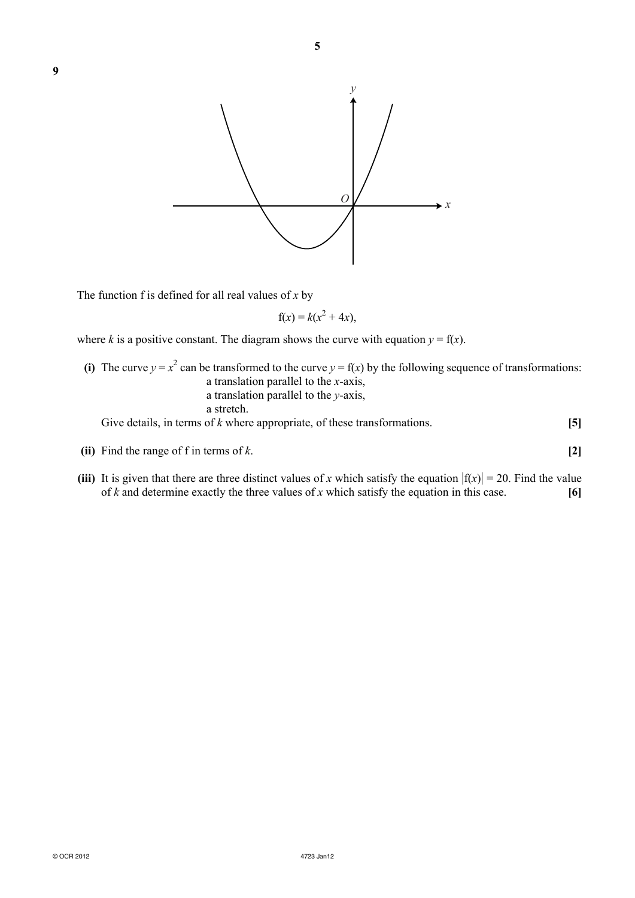**9**

The function f is defined for all real values of $x$ by

$$f(x) = k(x^2 + 4x),$$

where $k$ is a positive constant. The diagram shows the curve with equation $y = f(x)$.

**(i)** The curve $y = x^2$ can be transformed to the curve $y = f(x)$ by the following sequence of transformations:

a translation parallel to the $x$-axis,
a translation parallel to the $y$-axis,
a stretch.

Give details, in terms of $k$ where appropriate, of these transformations. **[5]**

**(ii)** Find the range of f in terms of $k$. **[2]**

**(iii)** It is given that there are three distinct values of $x$ which satisfy the equation $|f(x)| = 20$. Find the value of $k$ and determine exactly the three values of $x$ which satisfy the equation in this case. **[6]**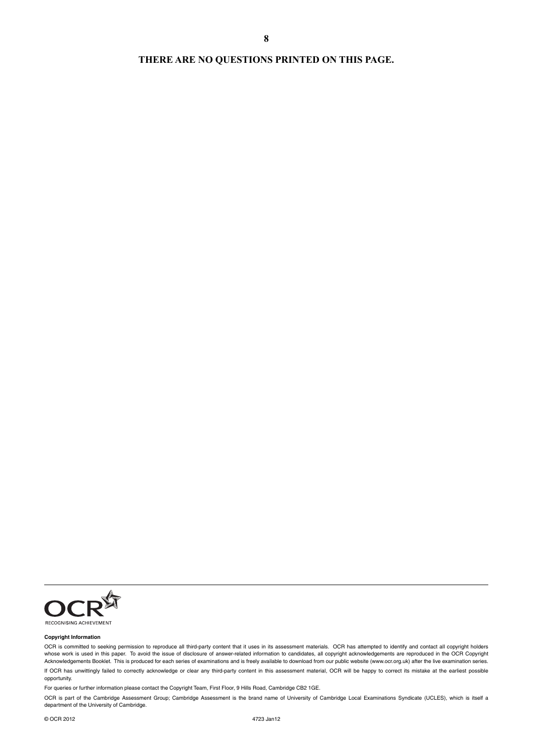**THERE ARE NO QUESTIONS PRINTED ON THIS PAGE.**

RECOGNISING ACHIEVEMENT

**Copyright Information**

OCR is committed to seeking permission to reproduce all third-party content that it uses in its assessment materials. OCR has attempted to identify and contact all copyright holders whose work is used in this paper. To avoid the issue of disclosure of answer-related information to candidates, all copyright acknowledgements are reproduced in the OCR Copyright Acknowledgements Booklet. This is produced for each series of examinations and is freely available to download from our public website (www.ocr.org.uk) after the live examination series.

If OCR has unwittingly failed to correctly acknowledge or clear any third-party content in this assessment material, OCR will be happy to correct its mistake at the earliest possible opportunity.

For queries or further information please contact the Copyright Team, First Floor, 9 Hills Road, Cambridge CB2 1GE.

OCR is part of the Cambridge Assessment Group; Cambridge Assessment is the brand name of University of Cambridge Local Examinations Syndicate (UCLES), which is itself a department of the University of Cambridge.

© OCR 2012 4723 Jan12